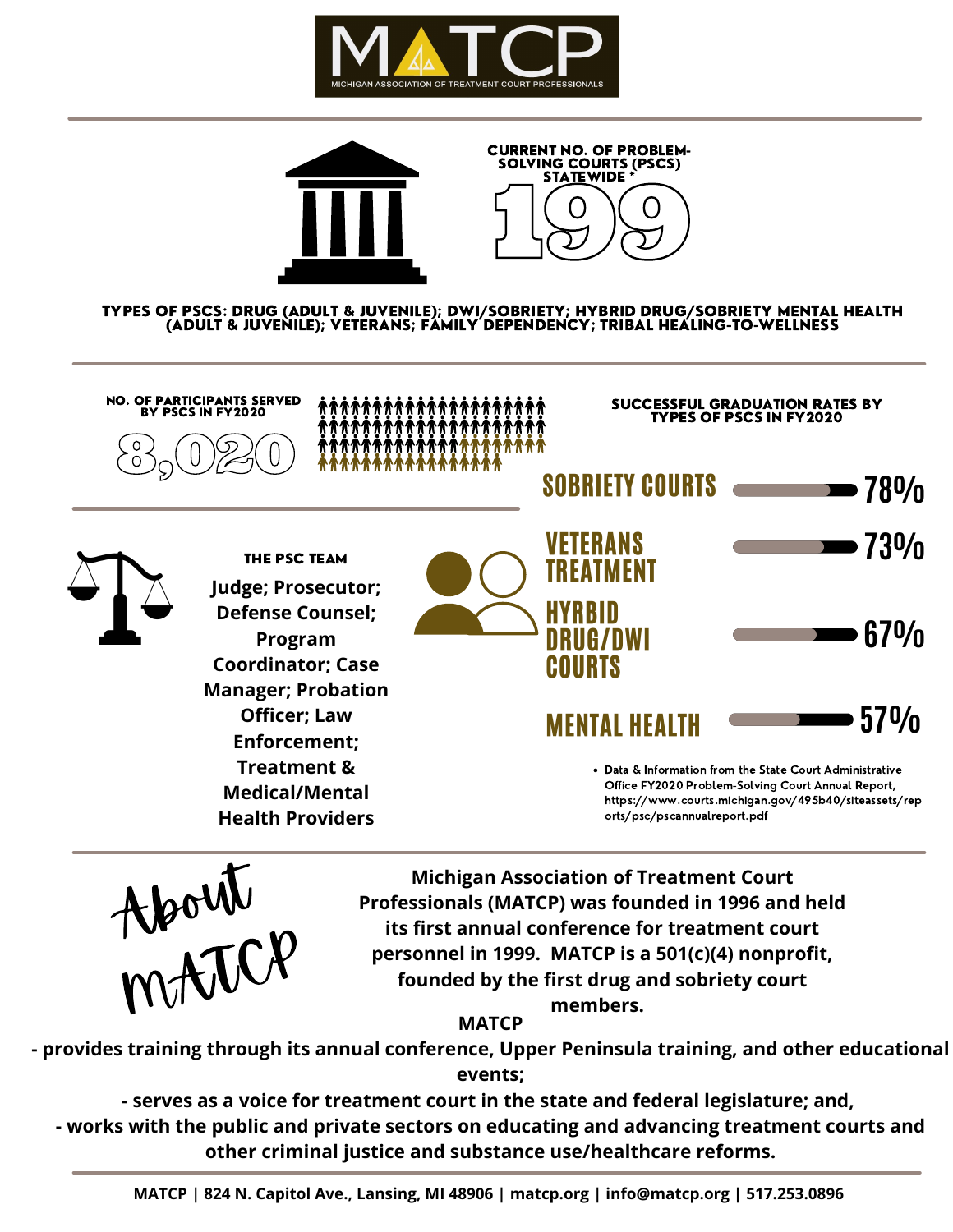# MATCP

MICHIGAN ASSOCIATION OF TREATMENT COURT PROFESSIONALS

**CURRENT NO. OF PROBLEM-SOLVING COURTS (PSCS) STATEWIDE ***

**199**

**TYPES OF PSCS: DRUG (ADULT & JUVENILE); DWI/SOBRIETY; HYBRID DRUG/SOBRIETY MENTAL HEALTH (ADULT & JUVENILE); VETERANS; FAMILY DEPENDENCY; TRIBAL HEALING-TO-WELLNESS**

**NO. OF PARTICIPANTS SERVED BY PSCS IN FY2020**

**8,020**

**SUCCESSFUL GRADUATION RATES BY TYPES OF PSCS IN FY2020**

| Type | Rate |
|---|---|
| SOBRIETY COURTS | 78% |
| VETERANS TREATMENT | 73% |
| HYRBID DRUG/DWI COURTS | 67% |
| MENTAL HEALTH | 57% |

- Data & Information from the State Court Administrative Office FY2020 Problem-Solving Court Annual Report, https://www.courts.michigan.gov/495b40/siteassets/reports/psc/pscannualreport.pdf

**THE PSC TEAM**

**Judge; Prosecutor; Defense Counsel; Program Coordinator; Case Manager; Probation Officer; Law Enforcement; Treatment & Medical/Mental Health Providers**

## About MATCP

**Michigan Association of Treatment Court Professionals (MATCP) was founded in 1996 and held its first annual conference for treatment court personnel in 1999. MATCP is a 501(c)(4) nonprofit, founded by the first drug and sobriety court members.**

**MATCP**

- **provides training through its annual conference, Upper Peninsula training, and other educational events;**
- **serves as a voice for treatment court in the state and federal legislature; and,**
- **works with the public and private sectors on educating and advancing treatment courts and other criminal justice and substance use/healthcare reforms.**

**MATCP | 824 N. Capitol Ave., Lansing, MI 48906 | matcp.org | info@matcp.org | 517.253.0896**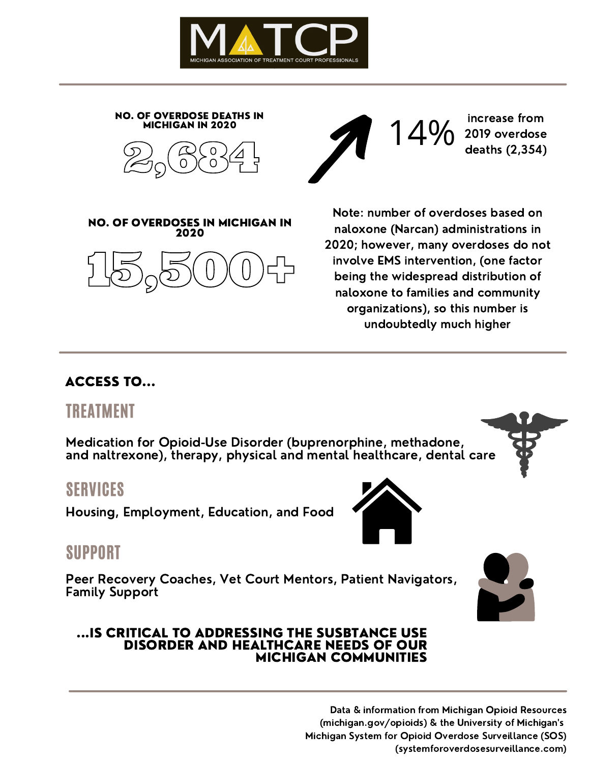# MATCP

MICHIGAN ASSOCIATION OF TREATMENT COURT PROFESSIONALS

---

**NO. OF OVERDOSE DEATHS IN MICHIGAN IN 2020**

# 2,684

14% increase from 2019 overdose deaths (2,354)

**NO. OF OVERDOSES IN MICHIGAN IN 2020**

# 15,500+

Note: number of overdoses based on naloxone (Narcan) administrations in 2020; however, many overdoses do not involve EMS intervention, (one factor being the widespread distribution of naloxone to families and community organizations), so this number is undoubtedly much higher

---

**ACCESS TO...**

## TREATMENT

Medication for Opioid-Use Disorder (buprenorphine, methadone, and naltrexone), therapy, physical and mental healthcare, dental care

## SERVICES

Housing, Employment, Education, and Food

## SUPPORT

Peer Recovery Coaches, Vet Court Mentors, Patient Navigators, Family Support

**...IS CRITICAL TO ADDRESSING THE SUSBTANCE USE DISORDER AND HEALTHCARE NEEDS OF OUR MICHIGAN COMMUNITIES**

---

Data & information from Michigan Opioid Resources (michigan.gov/opioids) & the University of Michigan's Michigan System for Opioid Overdose Surveillance (SOS) (systemforoverdosesurveillance.com)